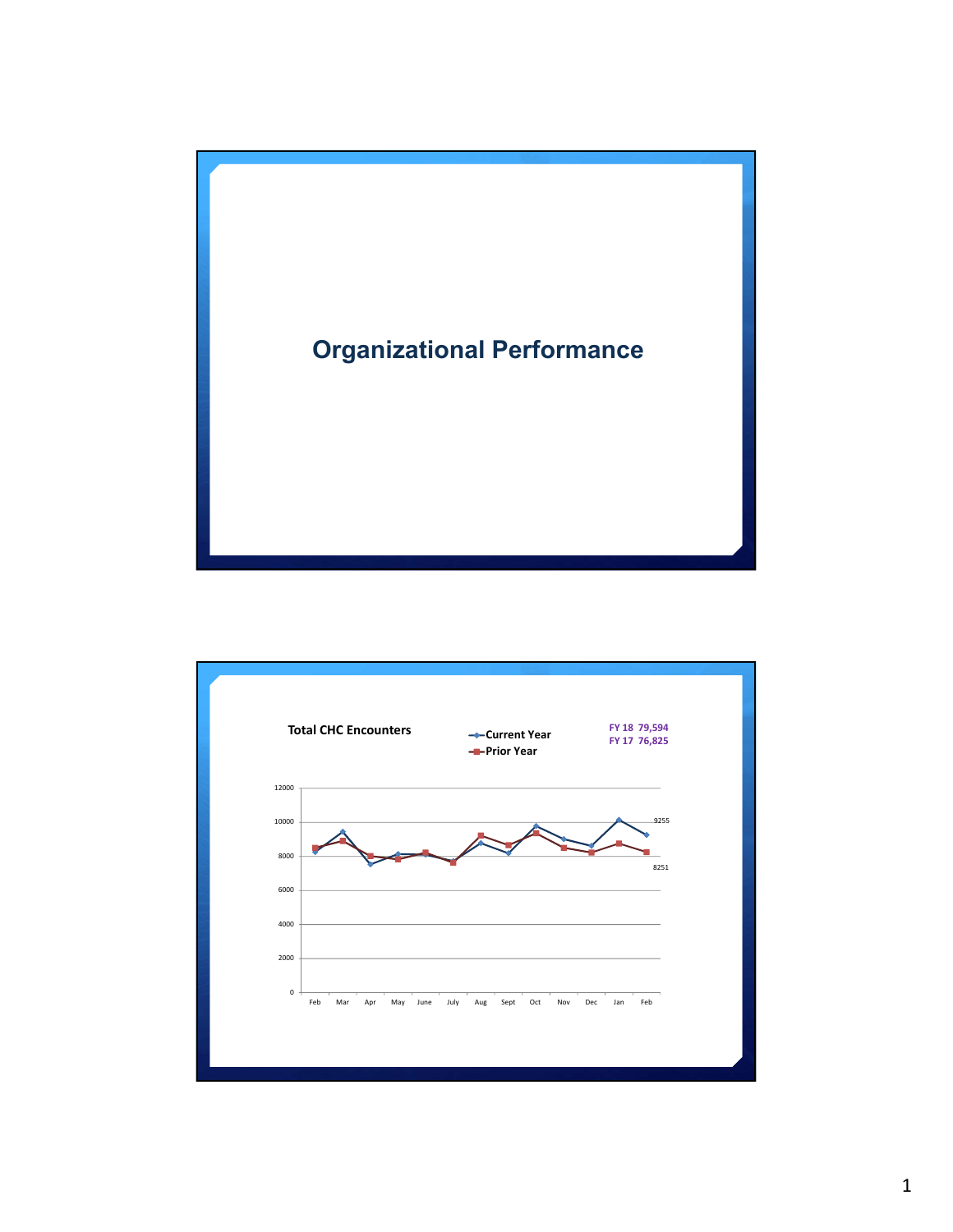# Organizational Performance

**Total CHC Encounters**

- Current Year
- Prior Year

**FY 18 79,594**
**FY 17 76,825**

12000
10000
8000
6000
4000
2000
0

Feb Mar Apr May June July Aug Sept Oct Nov Dec Jan Feb

9255

8251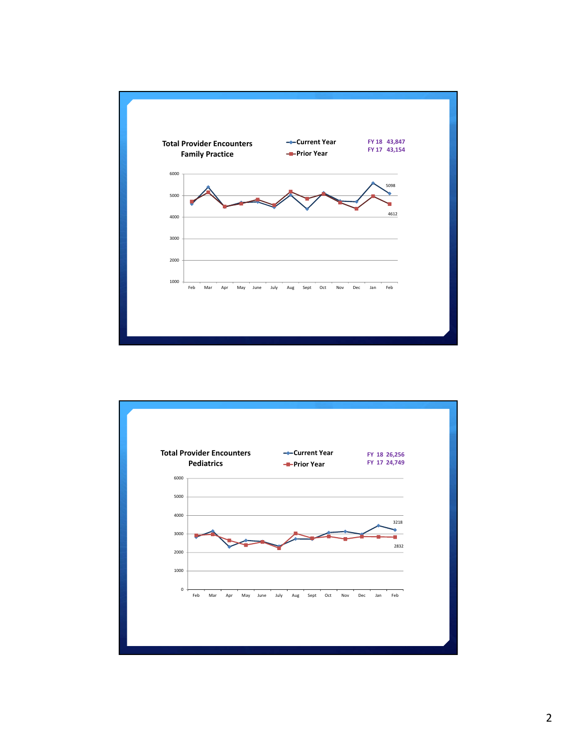## Total Provider Encounters
### Family Practice

- Current Year
- Prior Year

FY 18 43,847
FY 17 43,154

Axis values: 6000, 5000, 4000, 3000, 2000, 1000

Months: Feb, Mar, Apr, May, June, July, Aug, Sept, Oct, Nov, Dec, Jan, Feb

Labeled values: 5098, 4612

## Total Provider Encounters
### Pediatrics

- Current Year
- Prior Year

FY 18 26,256
FY 17 24,749

Axis values: 6000, 5000, 4000, 3000, 2000, 1000, 0

Months: Feb, Mar, Apr, May, June, July, Aug, Sept, Oct, Nov, Dec, Jan, Feb

Labeled values: 3218, 2832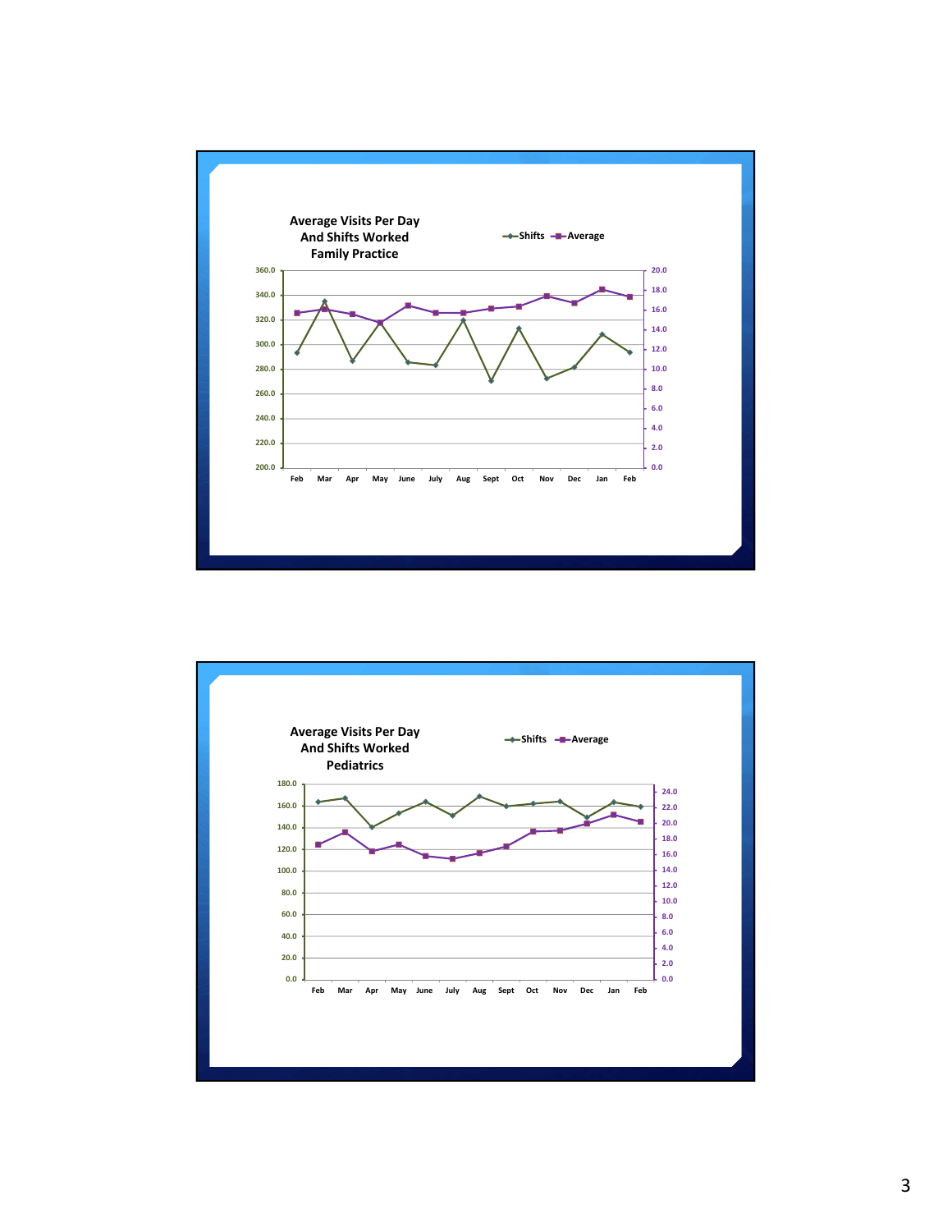### Average Visits Per Day And Shifts Worked Family Practice

Legend: Shifts, Average

Left axis: 200.0, 220.0, 240.0, 260.0, 280.0, 300.0, 320.0, 340.0, 360.0

Right axis: 0.0, 2.0, 4.0, 6.0, 8.0, 10.0, 12.0, 14.0, 16.0, 18.0, 20.0

Months: Feb, Mar, Apr, May, June, July, Aug, Sept, Oct, Nov, Dec, Jan, Feb

### Average Visits Per Day And Shifts Worked Pediatrics

Legend: Shifts, Average

Left axis: 0.0, 20.0, 40.0, 60.0, 80.0, 100.0, 120.0, 140.0, 160.0, 180.0

Right axis: 0.0, 2.0, 4.0, 6.0, 8.0, 10.0, 12.0, 14.0, 16.0, 18.0, 20.0, 22.0, 24.0

Months: Feb, Mar, Apr, May, June, July, Aug, Sept, Oct, Nov, Dec, Jan, Feb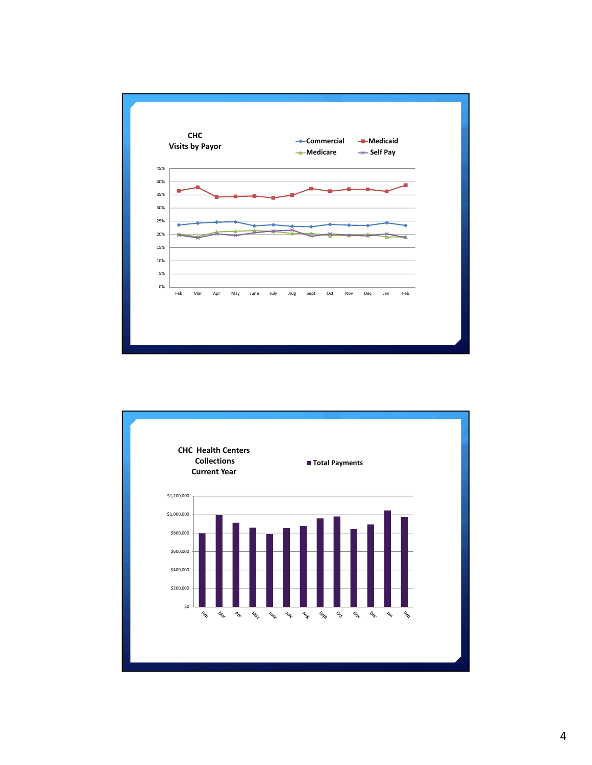## CHC
## Visits by Payor

Legend: Commercial, Medicaid, Medicare, Self Pay

Y-axis: 0%, 5%, 10%, 15%, 20%, 25%, 30%, 35%, 40%, 45%

X-axis: Feb, Mar, Apr, May, June, July, Aug, Sept, Oct, Nov, Dec, Jan, Feb

## CHC Health Centers Collections Current Year

Legend: Total Payments

Y-axis: $0, $200,000, $400,000, $600,000, $800,000, $1,000,000, $1,200,000

X-axis: Feb, Mar, Apr, May, June, July, Aug, Sept, Oct, Nov, Dec, Jan, Feb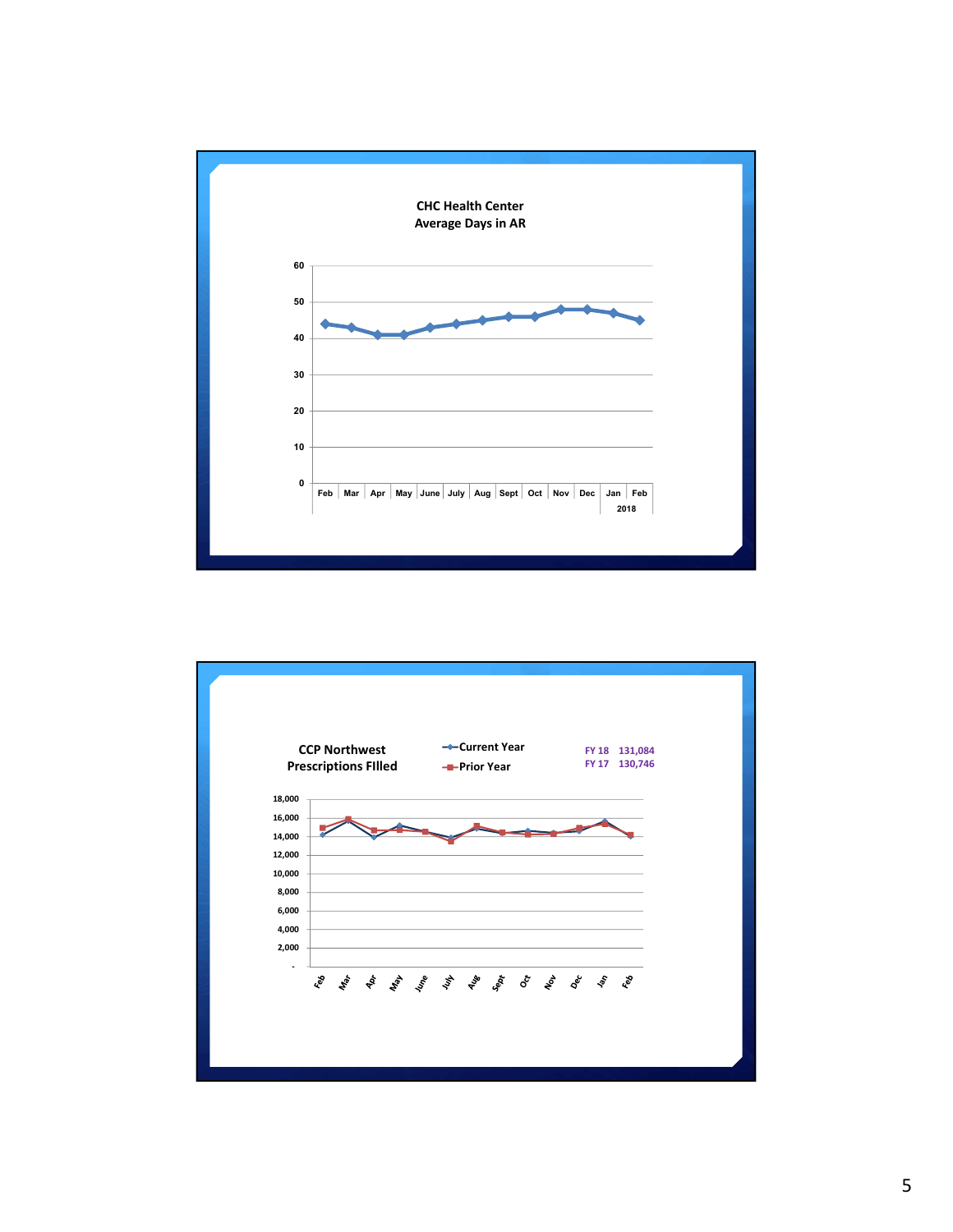**CHC Health Center**
**Average Days in AR**

| Month | Average Days in AR |
|---|---|
| Feb | 44 |
| Mar | 43 |
| Apr | 41 |
| May | 41 |
| June | 43 |
| July | 44 |
| Aug | 45 |
| Sept | 46 |
| Oct | 46 |
| Nov | 48 |
| Dec | 48 |
| Jan (2018) | 47 |
| Feb (2018) | 45 |

**CCP Northwest**
**Prescriptions FIlled**

Legend: Current Year; Prior Year

FY 18 131,084
FY 17 130,746

Y-axis: -, 2,000, 4,000, 6,000, 8,000, 10,000, 12,000, 14,000, 16,000, 18,000

X-axis: Feb, Mar, Apr, May, June, July, Aug, Sept, Oct, Nov, Dec, Jan, Feb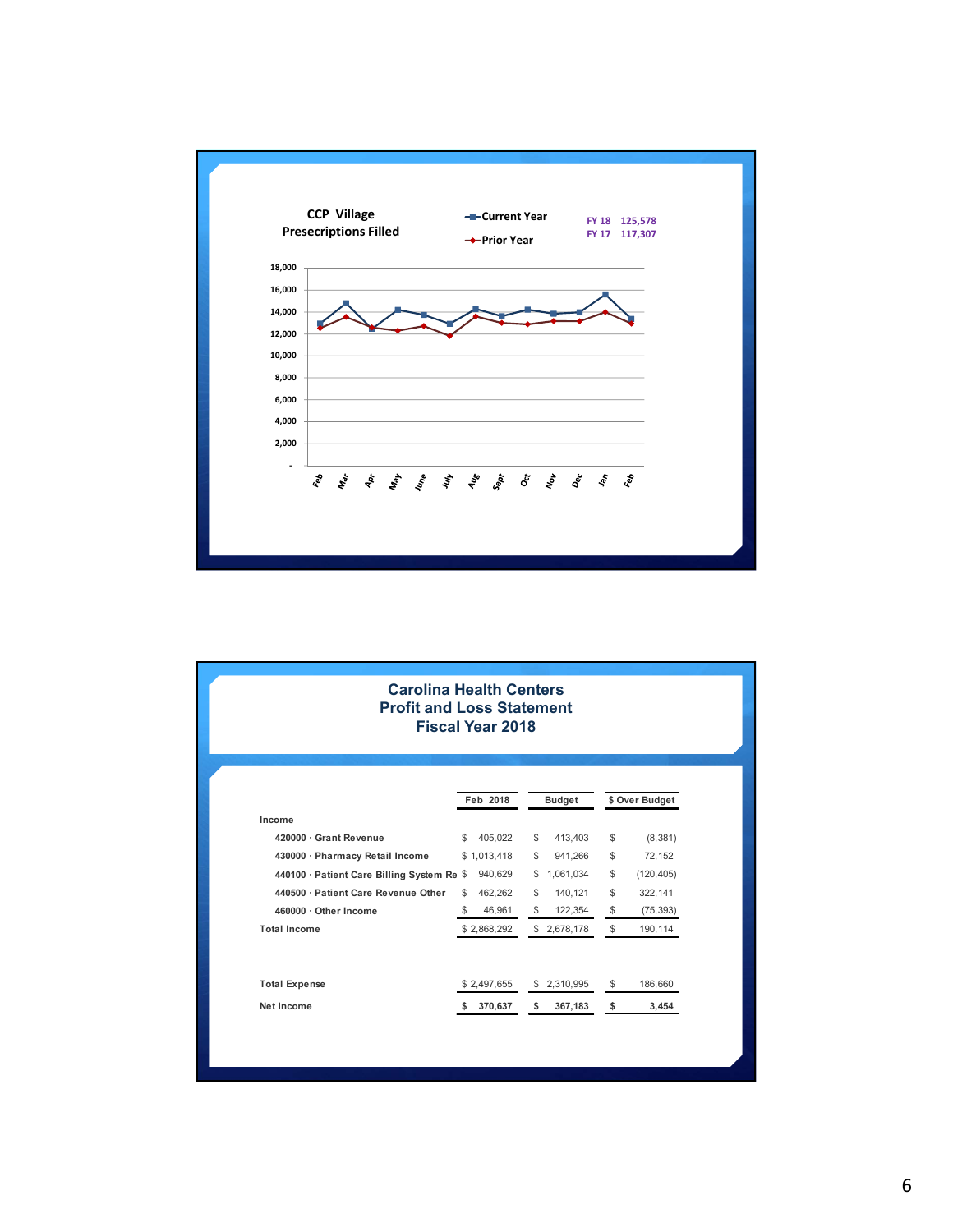**CCP Village Presecriptions Filled**

- Current Year
- Prior Year

FY 18 125,578
FY 17 117,307

18,000
16,000
14,000
12,000
10,000
8,000
6,000
4,000
2,000
-

Feb Mar Apr May June July Aug Sept Oct Nov Dec Jan Feb

## Carolina Health Centers
## Profit and Loss Statement
## Fiscal Year 2018

| | Feb 2018 | Budget | $ Over Budget |
|---|---|---|---|
| **Income** | | | |
| 420000 · Grant Revenue | $ 405,022 | $ 413,403 | $ (8,381) |
| 430000 · Pharmacy Retail Income | $ 1,013,418 | $ 941,266 | $ 72,152 |
| 440100 · Patient Care Billing System Re | $ 940,629 | $ 1,061,034 | $ (120,405) |
| 440500 · Patient Care Revenue Other | $ 462,262 | $ 140,121 | $ 322,141 |
| 460000 · Other Income | $ 46,961 | $ 122,354 | $ (75,393) |
| **Total Income** | $ 2,868,292 | $ 2,678,178 | $ 190,114 |
| | | | |
| **Total Expense** | $ 2,497,655 | $ 2,310,995 | $ 186,660 |
| **Net Income** | **$ 370,637** | **$ 367,183** | **$ 3,454** |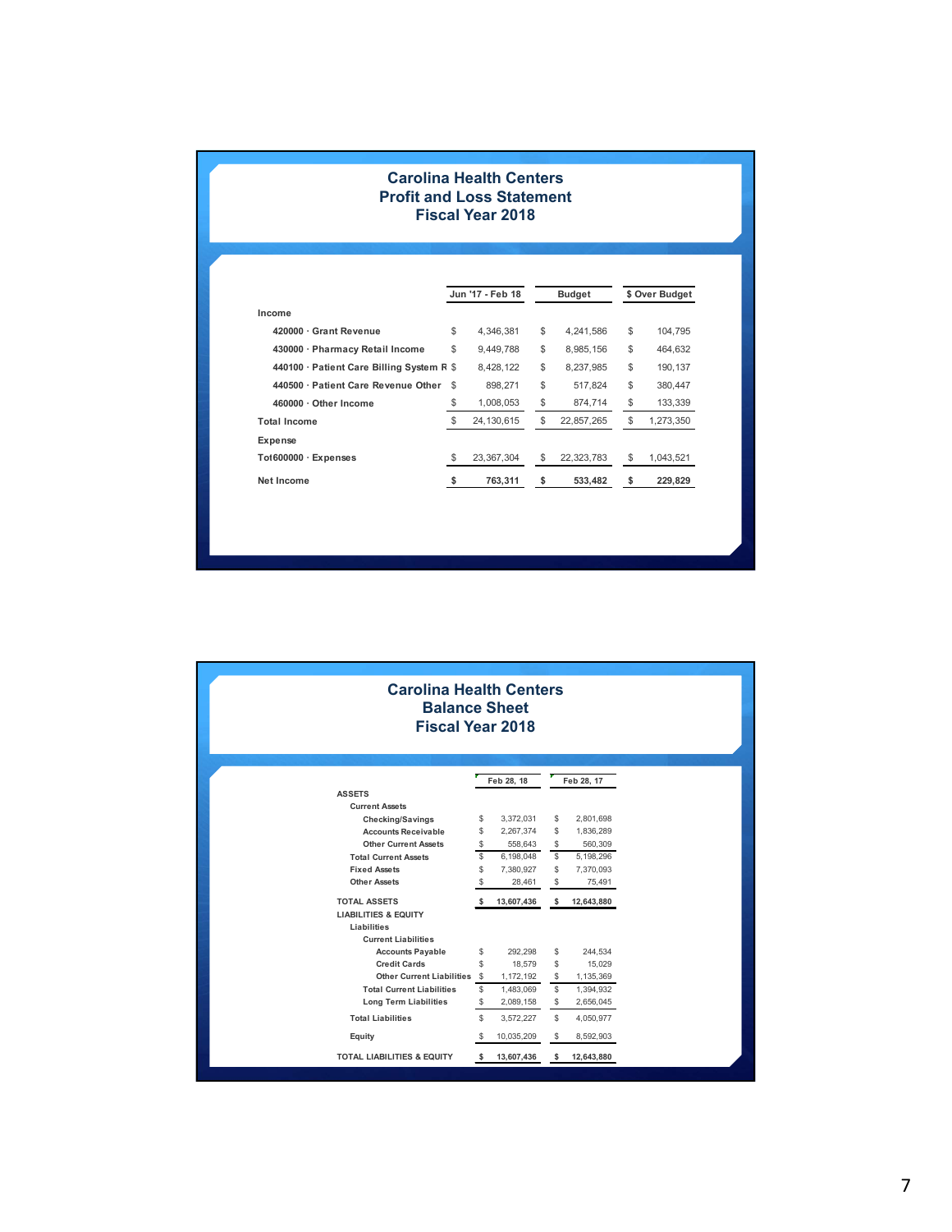# Carolina Health Centers
# Profit and Loss Statement
# Fiscal Year 2018

| | Jun '17 - Feb 18 | Budget | $ Over Budget |
|---|---|---|---|
| **Income** | | | |
| 420000 · Grant Revenue | $ 4,346,381 | $ 4,241,586 | $ 104,795 |
| 430000 · Pharmacy Retail Income | $ 9,449,788 | $ 8,985,156 | $ 464,632 |
| 440100 · Patient Care Billing System R | $ 8,428,122 | $ 8,237,985 | $ 190,137 |
| 440500 · Patient Care Revenue Other | $ 898,271 | $ 517,824 | $ 380,447 |
| 460000 · Other Income | $ 1,008,053 | $ 874,714 | $ 133,339 |
| **Total Income** | $ 24,130,615 | $ 22,857,265 | $ 1,273,350 |
| **Expense** | | | |
| Tot600000 · Expenses | $ 23,367,304 | $ 22,323,783 | $ 1,043,521 |
| **Net Income** | **$ 763,311** | **$ 533,482** | **$ 229,829** |

# Carolina Health Centers
# Balance Sheet
# Fiscal Year 2018

| | Feb 28, 18 | Feb 28, 17 |
|---|---|---|
| **ASSETS** | | |
| Current Assets | | |
| Checking/Savings | $ 3,372,031 | $ 2,801,698 |
| Accounts Receivable | $ 2,267,374 | $ 1,836,289 |
| Other Current Assets | $ 558,643 | $ 560,309 |
| Total Current Assets | $ 6,198,048 | $ 5,198,296 |
| Fixed Assets | $ 7,380,927 | $ 7,370,093 |
| Other Assets | $ 28,461 | $ 75,491 |
| **TOTAL ASSETS** | **$ 13,607,436** | **$ 12,643,880** |
| **LIABILITIES & EQUITY** | | |
| Liabilities | | |
| Current Liabilities | | |
| Accounts Payable | $ 292,298 | $ 244,534 |
| Credit Cards | $ 18,579 | $ 15,029 |
| Other Current Liabilities | $ 1,172,192 | $ 1,135,369 |
| Total Current Liabilities | $ 1,483,069 | $ 1,394,932 |
| Long Term Liabilities | $ 2,089,158 | $ 2,656,045 |
| Total Liabilities | $ 3,572,227 | $ 4,050,977 |
| Equity | $ 10,035,209 | $ 8,592,903 |
| **TOTAL LIABILITIES & EQUITY** | **$ 13,607,436** | **$ 12,643,880** |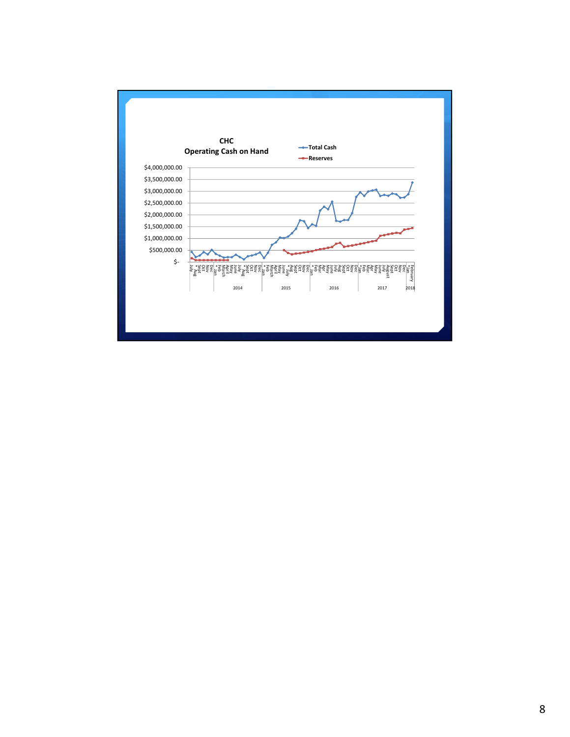CHC
Operating Cash on Hand

Total Cash
Reserves

$4,000,000.00
$3,500,000.00
$3,000,000.00
$2,500,000.00
$2,000,000.00
$1,500,000.00
$1,000,000.00
$500,000.00
$-

2014
2015
2016
2017
2018